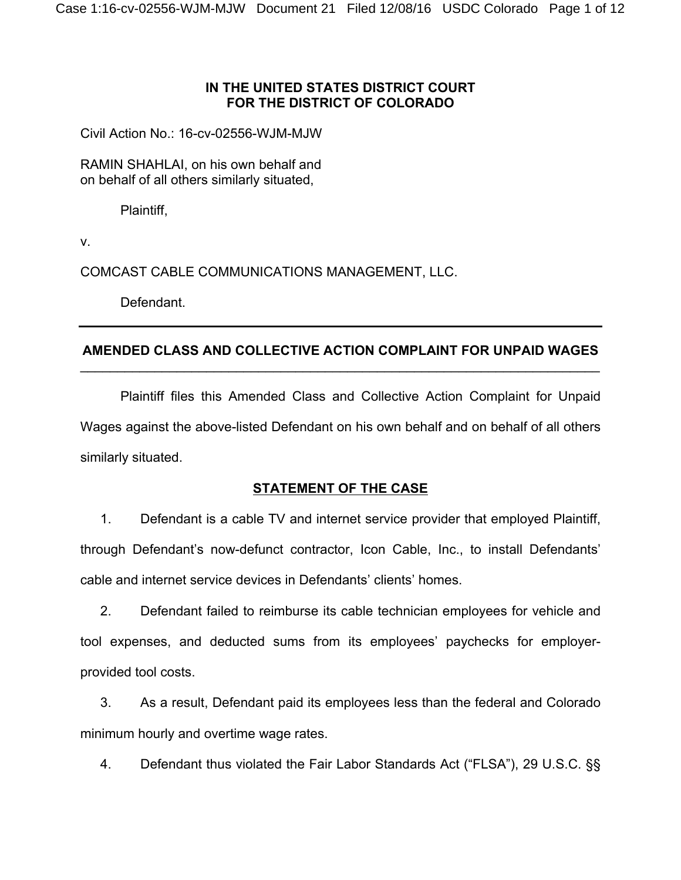**IN THE UNITED STATES DISTRICT COURT**
**FOR THE DISTRICT OF COLORADO**

Civil Action No.: 16-cv-02556-WJM-MJW

RAMIN SHAHLAI, on his own behalf and on behalf of all others similarly situated,

Plaintiff,

v.

COMCAST CABLE COMMUNICATIONS MANAGEMENT, LLC.

Defendant.

---

## AMENDED CLASS AND COLLECTIVE ACTION COMPLAINT FOR UNPAID WAGES

---

Plaintiff files this Amended Class and Collective Action Complaint for Unpaid Wages against the above-listed Defendant on his own behalf and on behalf of all others similarly situated.

## STATEMENT OF THE CASE

1. Defendant is a cable TV and internet service provider that employed Plaintiff, through Defendant's now-defunct contractor, Icon Cable, Inc., to install Defendants' cable and internet service devices in Defendants' clients' homes.

2. Defendant failed to reimburse its cable technician employees for vehicle and tool expenses, and deducted sums from its employees' paychecks for employer-provided tool costs.

3. As a result, Defendant paid its employees less than the federal and Colorado minimum hourly and overtime wage rates.

4. Defendant thus violated the Fair Labor Standards Act ("FLSA"), 29 U.S.C. §§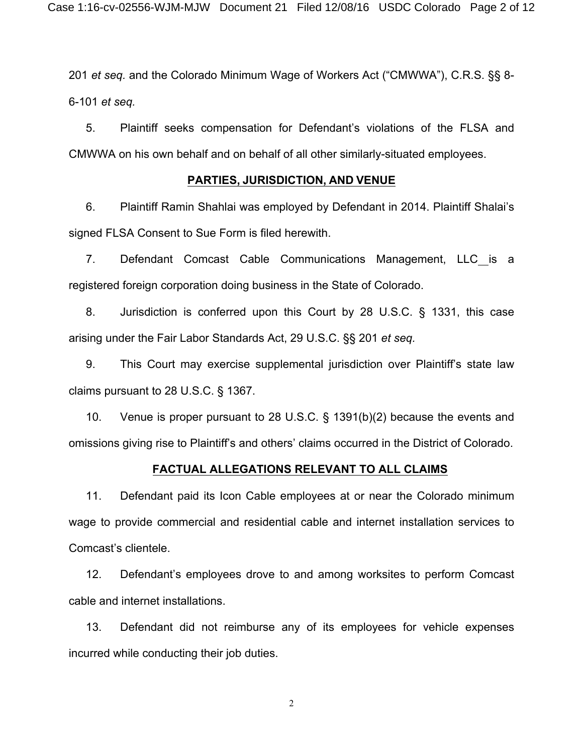201 *et seq.* and the Colorado Minimum Wage of Workers Act ("CMWWA"), C.R.S. §§ 8-6-101 *et seq.*

5. Plaintiff seeks compensation for Defendant's violations of the FLSA and CMWWA on his own behalf and on behalf of all other similarly-situated employees.

## PARTIES, JURISDICTION, AND VENUE

6. Plaintiff Ramin Shahlai was employed by Defendant in 2014. Plaintiff Shalai's signed FLSA Consent to Sue Form is filed herewith.

7. Defendant Comcast Cable Communications Management, LLC is a registered foreign corporation doing business in the State of Colorado.

8. Jurisdiction is conferred upon this Court by 28 U.S.C. § 1331, this case arising under the Fair Labor Standards Act, 29 U.S.C. §§ 201 *et seq.*

9. This Court may exercise supplemental jurisdiction over Plaintiff's state law claims pursuant to 28 U.S.C. § 1367.

10. Venue is proper pursuant to 28 U.S.C. § 1391(b)(2) because the events and omissions giving rise to Plaintiff's and others' claims occurred in the District of Colorado.

## FACTUAL ALLEGATIONS RELEVANT TO ALL CLAIMS

11. Defendant paid its Icon Cable employees at or near the Colorado minimum wage to provide commercial and residential cable and internet installation services to Comcast's clientele.

12. Defendant's employees drove to and among worksites to perform Comcast cable and internet installations.

13. Defendant did not reimburse any of its employees for vehicle expenses incurred while conducting their job duties.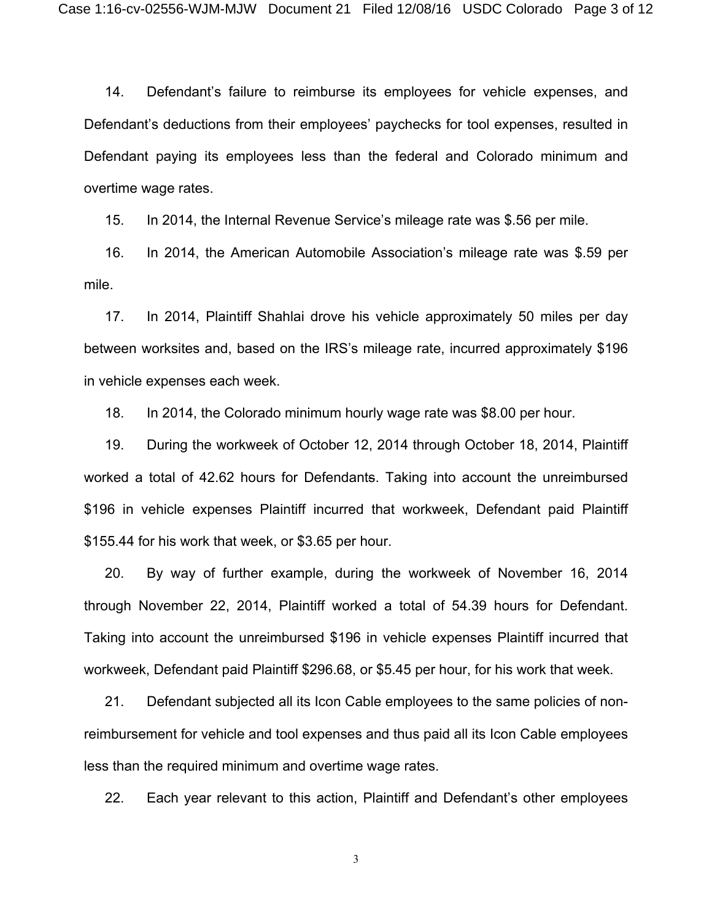14. Defendant's failure to reimburse its employees for vehicle expenses, and Defendant's deductions from their employees' paychecks for tool expenses, resulted in Defendant paying its employees less than the federal and Colorado minimum and overtime wage rates.

15. In 2014, the Internal Revenue Service's mileage rate was $.56 per mile.

16. In 2014, the American Automobile Association's mileage rate was $.59 per mile.

17. In 2014, Plaintiff Shahlai drove his vehicle approximately 50 miles per day between worksites and, based on the IRS's mileage rate, incurred approximately $196 in vehicle expenses each week.

18. In 2014, the Colorado minimum hourly wage rate was $8.00 per hour.

19. During the workweek of October 12, 2014 through October 18, 2014, Plaintiff worked a total of 42.62 hours for Defendants. Taking into account the unreimbursed $196 in vehicle expenses Plaintiff incurred that workweek, Defendant paid Plaintiff $155.44 for his work that week, or $3.65 per hour.

20. By way of further example, during the workweek of November 16, 2014 through November 22, 2014, Plaintiff worked a total of 54.39 hours for Defendant. Taking into account the unreimbursed $196 in vehicle expenses Plaintiff incurred that workweek, Defendant paid Plaintiff $296.68, or $5.45 per hour, for his work that week.

21. Defendant subjected all its Icon Cable employees to the same policies of non-reimbursement for vehicle and tool expenses and thus paid all its Icon Cable employees less than the required minimum and overtime wage rates.

22. Each year relevant to this action, Plaintiff and Defendant's other employees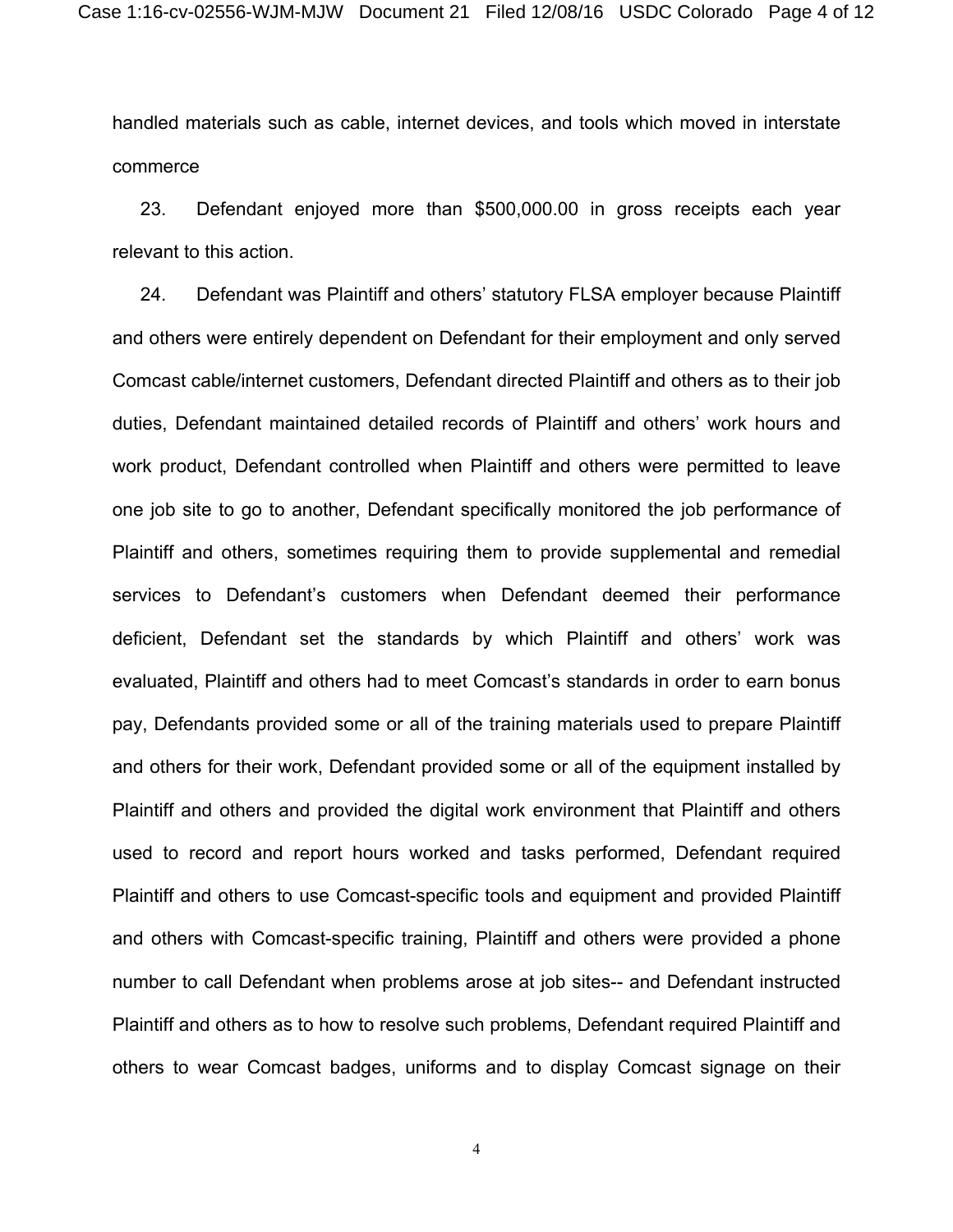handled materials such as cable, internet devices, and tools which moved in interstate commerce

23. Defendant enjoyed more than $500,000.00 in gross receipts each year relevant to this action.

24. Defendant was Plaintiff and others' statutory FLSA employer because Plaintiff and others were entirely dependent on Defendant for their employment and only served Comcast cable/internet customers, Defendant directed Plaintiff and others as to their job duties, Defendant maintained detailed records of Plaintiff and others' work hours and work product, Defendant controlled when Plaintiff and others were permitted to leave one job site to go to another, Defendant specifically monitored the job performance of Plaintiff and others, sometimes requiring them to provide supplemental and remedial services to Defendant's customers when Defendant deemed their performance deficient, Defendant set the standards by which Plaintiff and others' work was evaluated, Plaintiff and others had to meet Comcast's standards in order to earn bonus pay, Defendants provided some or all of the training materials used to prepare Plaintiff and others for their work, Defendant provided some or all of the equipment installed by Plaintiff and others and provided the digital work environment that Plaintiff and others used to record and report hours worked and tasks performed, Defendant required Plaintiff and others to use Comcast-specific tools and equipment and provided Plaintiff and others with Comcast-specific training, Plaintiff and others were provided a phone number to call Defendant when problems arose at job sites-- and Defendant instructed Plaintiff and others as to how to resolve such problems, Defendant required Plaintiff and others to wear Comcast badges, uniforms and to display Comcast signage on their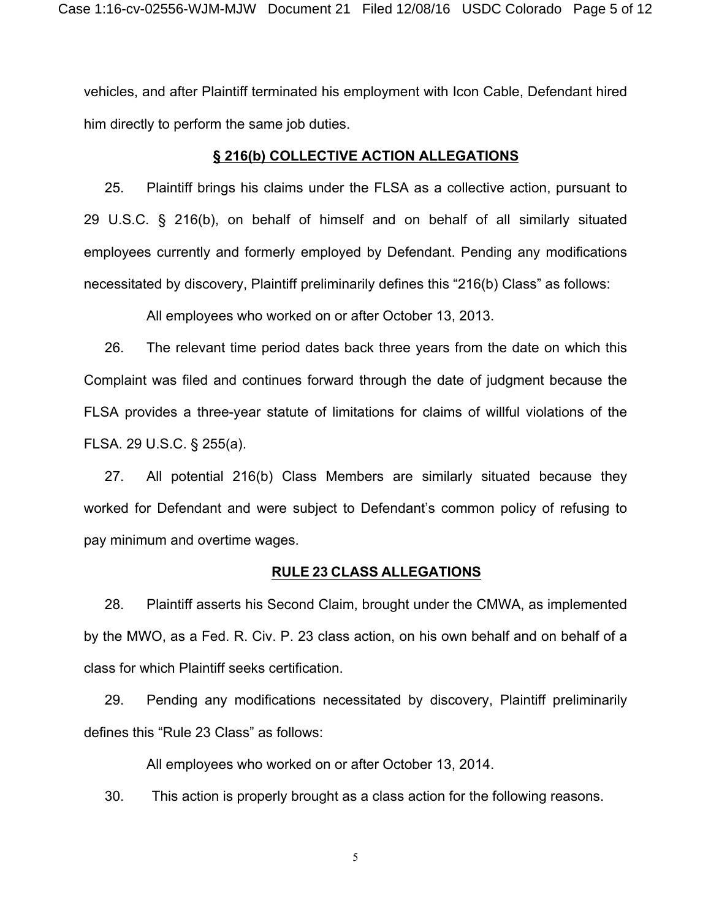vehicles, and after Plaintiff terminated his employment with Icon Cable, Defendant hired him directly to perform the same job duties.

## § 216(b) COLLECTIVE ACTION ALLEGATIONS

25. Plaintiff brings his claims under the FLSA as a collective action, pursuant to 29 U.S.C. § 216(b), on behalf of himself and on behalf of all similarly situated employees currently and formerly employed by Defendant. Pending any modifications necessitated by discovery, Plaintiff preliminarily defines this "216(b) Class" as follows:

All employees who worked on or after October 13, 2013.

26. The relevant time period dates back three years from the date on which this Complaint was filed and continues forward through the date of judgment because the FLSA provides a three-year statute of limitations for claims of willful violations of the FLSA. 29 U.S.C. § 255(a).

27. All potential 216(b) Class Members are similarly situated because they worked for Defendant and were subject to Defendant's common policy of refusing to pay minimum and overtime wages.

## RULE 23 CLASS ALLEGATIONS

28. Plaintiff asserts his Second Claim, brought under the CMWA, as implemented by the MWO, as a Fed. R. Civ. P. 23 class action, on his own behalf and on behalf of a class for which Plaintiff seeks certification.

29. Pending any modifications necessitated by discovery, Plaintiff preliminarily defines this "Rule 23 Class" as follows:

All employees who worked on or after October 13, 2014.

30. This action is properly brought as a class action for the following reasons.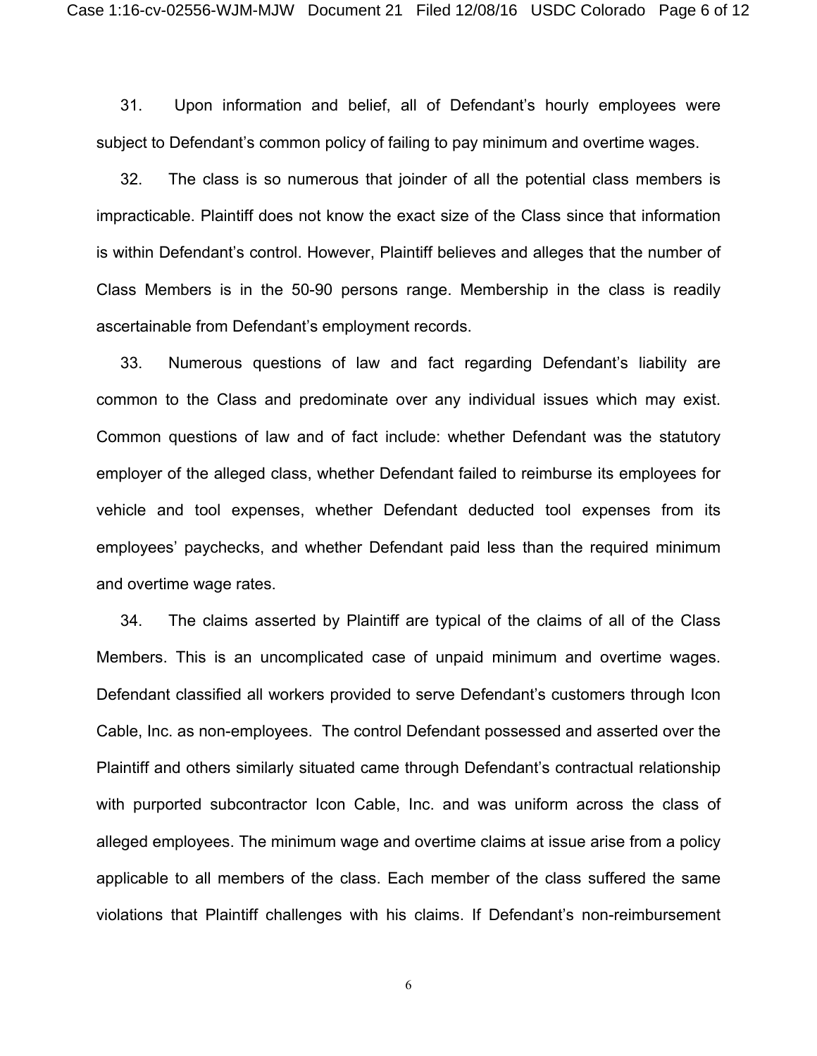31. Upon information and belief, all of Defendant's hourly employees were subject to Defendant's common policy of failing to pay minimum and overtime wages.

32. The class is so numerous that joinder of all the potential class members is impracticable. Plaintiff does not know the exact size of the Class since that information is within Defendant's control. However, Plaintiff believes and alleges that the number of Class Members is in the 50-90 persons range. Membership in the class is readily ascertainable from Defendant's employment records.

33. Numerous questions of law and fact regarding Defendant's liability are common to the Class and predominate over any individual issues which may exist. Common questions of law and of fact include: whether Defendant was the statutory employer of the alleged class, whether Defendant failed to reimburse its employees for vehicle and tool expenses, whether Defendant deducted tool expenses from its employees' paychecks, and whether Defendant paid less than the required minimum and overtime wage rates.

34. The claims asserted by Plaintiff are typical of the claims of all of the Class Members. This is an uncomplicated case of unpaid minimum and overtime wages. Defendant classified all workers provided to serve Defendant's customers through Icon Cable, Inc. as non-employees. The control Defendant possessed and asserted over the Plaintiff and others similarly situated came through Defendant's contractual relationship with purported subcontractor Icon Cable, Inc. and was uniform across the class of alleged employees. The minimum wage and overtime claims at issue arise from a policy applicable to all members of the class. Each member of the class suffered the same violations that Plaintiff challenges with his claims. If Defendant's non-reimbursement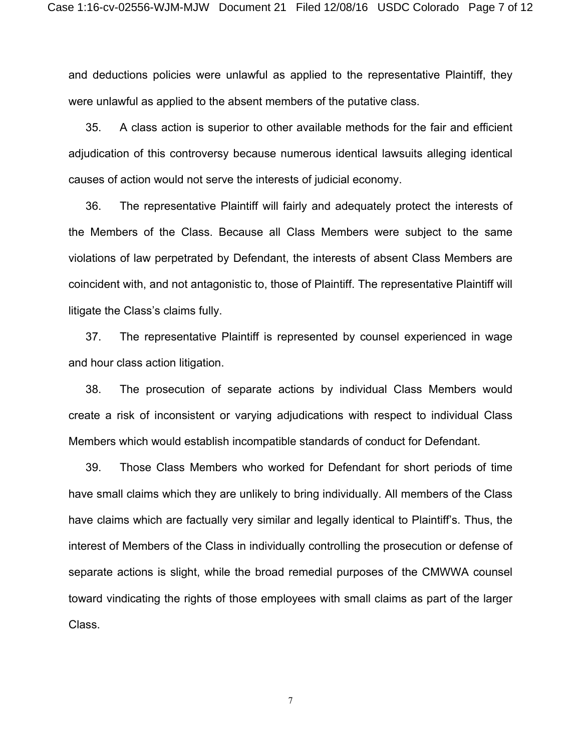and deductions policies were unlawful as applied to the representative Plaintiff, they were unlawful as applied to the absent members of the putative class.

35. A class action is superior to other available methods for the fair and efficient adjudication of this controversy because numerous identical lawsuits alleging identical causes of action would not serve the interests of judicial economy.

36. The representative Plaintiff will fairly and adequately protect the interests of the Members of the Class. Because all Class Members were subject to the same violations of law perpetrated by Defendant, the interests of absent Class Members are coincident with, and not antagonistic to, those of Plaintiff. The representative Plaintiff will litigate the Class's claims fully.

37. The representative Plaintiff is represented by counsel experienced in wage and hour class action litigation.

38. The prosecution of separate actions by individual Class Members would create a risk of inconsistent or varying adjudications with respect to individual Class Members which would establish incompatible standards of conduct for Defendant.

39. Those Class Members who worked for Defendant for short periods of time have small claims which they are unlikely to bring individually. All members of the Class have claims which are factually very similar and legally identical to Plaintiff's. Thus, the interest of Members of the Class in individually controlling the prosecution or defense of separate actions is slight, while the broad remedial purposes of the CMWWA counsel toward vindicating the rights of those employees with small claims as part of the larger Class.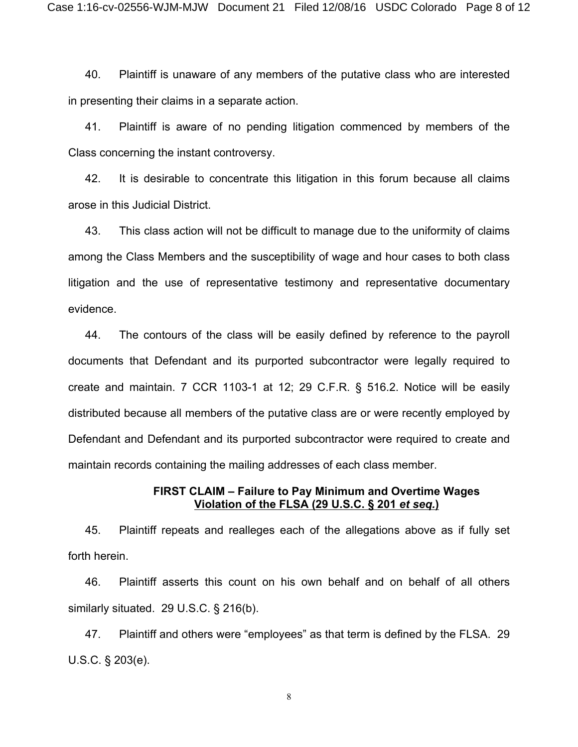40. Plaintiff is unaware of any members of the putative class who are interested in presenting their claims in a separate action.

41. Plaintiff is aware of no pending litigation commenced by members of the Class concerning the instant controversy.

42. It is desirable to concentrate this litigation in this forum because all claims arose in this Judicial District.

43. This class action will not be difficult to manage due to the uniformity of claims among the Class Members and the susceptibility of wage and hour cases to both class litigation and the use of representative testimony and representative documentary evidence.

44. The contours of the class will be easily defined by reference to the payroll documents that Defendant and its purported subcontractor were legally required to create and maintain. 7 CCR 1103-1 at 12; 29 C.F.R. § 516.2. Notice will be easily distributed because all members of the putative class are or were recently employed by Defendant and Defendant and its purported subcontractor were required to create and maintain records containing the mailing addresses of each class member.

### FIRST CLAIM – Failure to Pay Minimum and Overtime Wages
### Violation of the FLSA (29 U.S.C. § 201 *et seq.*)

45. Plaintiff repeats and realleges each of the allegations above as if fully set forth herein.

46. Plaintiff asserts this count on his own behalf and on behalf of all others similarly situated. 29 U.S.C. § 216(b).

47. Plaintiff and others were "employees" as that term is defined by the FLSA. 29 U.S.C. § 203(e).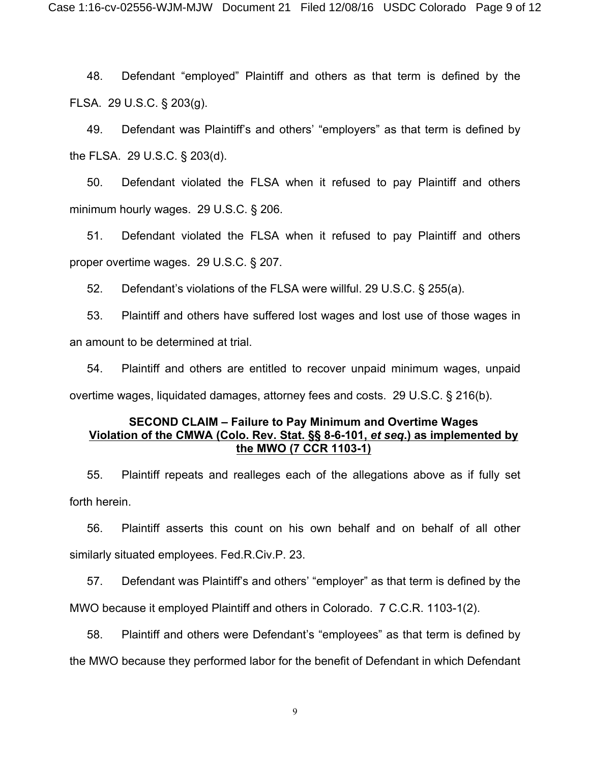48. Defendant "employed" Plaintiff and others as that term is defined by the FLSA. 29 U.S.C. § 203(g).

49. Defendant was Plaintiff's and others' "employers" as that term is defined by the FLSA. 29 U.S.C. § 203(d).

50. Defendant violated the FLSA when it refused to pay Plaintiff and others minimum hourly wages. 29 U.S.C. § 206.

51. Defendant violated the FLSA when it refused to pay Plaintiff and others proper overtime wages. 29 U.S.C. § 207.

52. Defendant's violations of the FLSA were willful. 29 U.S.C. § 255(a).

53. Plaintiff and others have suffered lost wages and lost use of those wages in an amount to be determined at trial.

54. Plaintiff and others are entitled to recover unpaid minimum wages, unpaid overtime wages, liquidated damages, attorney fees and costs. 29 U.S.C. § 216(b).

**SECOND CLAIM – Failure to Pay Minimum and Overtime Wages**
**Violation of the CMWA (Colo. Rev. Stat. §§ 8-6-101, *et seq.*) as implemented by the MWO (7 CCR 1103-1)**

55. Plaintiff repeats and realleges each of the allegations above as if fully set forth herein.

56. Plaintiff asserts this count on his own behalf and on behalf of all other similarly situated employees. Fed.R.Civ.P. 23.

57. Defendant was Plaintiff's and others' "employer" as that term is defined by the MWO because it employed Plaintiff and others in Colorado. 7 C.C.R. 1103-1(2).

58. Plaintiff and others were Defendant's "employees" as that term is defined by the MWO because they performed labor for the benefit of Defendant in which Defendant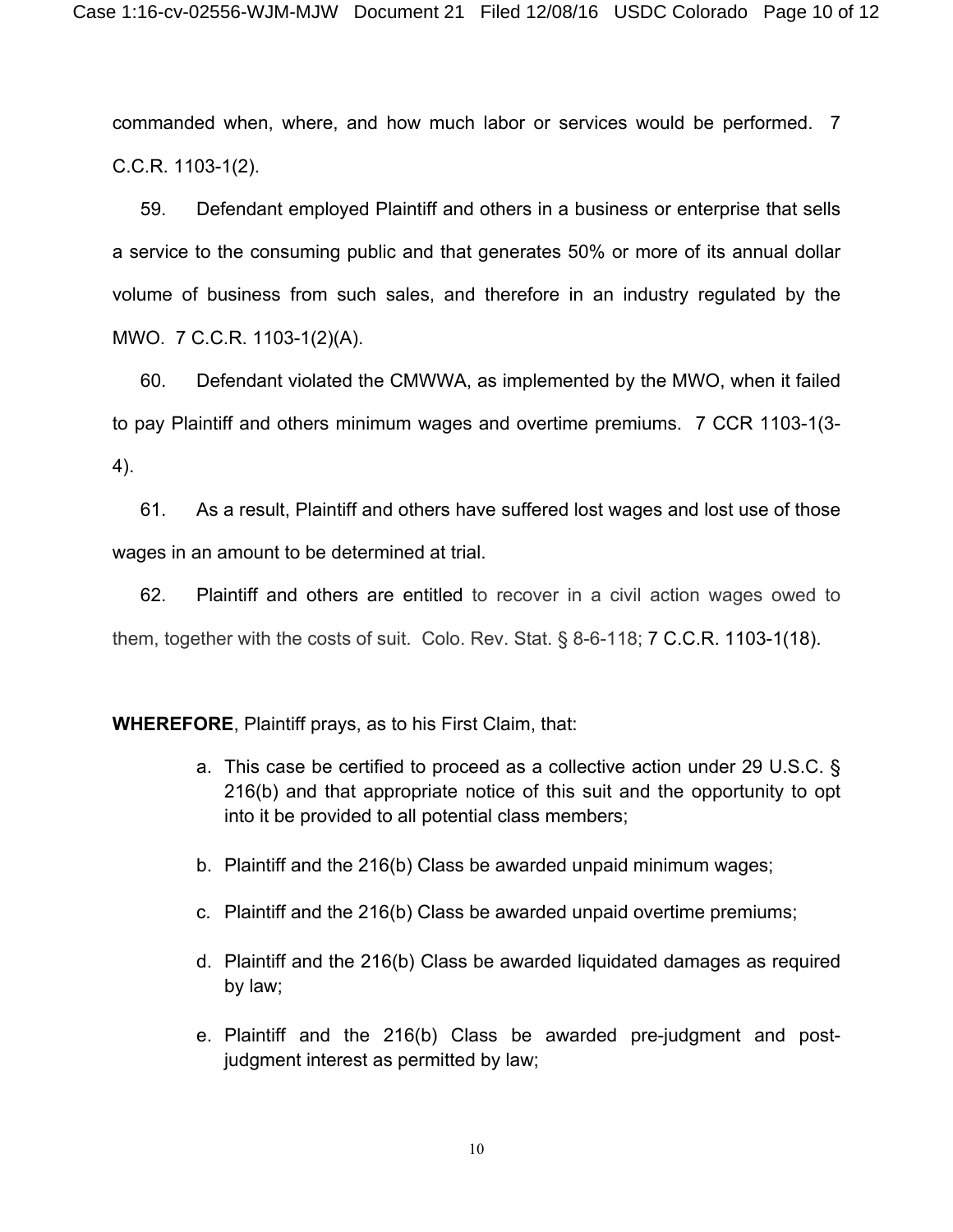commanded when, where, and how much labor or services would be performed. 7 C.C.R. 1103-1(2).

59. Defendant employed Plaintiff and others in a business or enterprise that sells a service to the consuming public and that generates 50% or more of its annual dollar volume of business from such sales, and therefore in an industry regulated by the MWO. 7 C.C.R. 1103-1(2)(A).

60. Defendant violated the CMWWA, as implemented by the MWO, when it failed to pay Plaintiff and others minimum wages and overtime premiums. 7 CCR 1103-1(3-4).

61. As a result, Plaintiff and others have suffered lost wages and lost use of those wages in an amount to be determined at trial.

62. Plaintiff and others are entitled to recover in a civil action wages owed to them, together with the costs of suit. Colo. Rev. Stat. § 8-6-118; 7 C.C.R. 1103-1(18).

**WHEREFORE**, Plaintiff prays, as to his First Claim, that:

a. This case be certified to proceed as a collective action under 29 U.S.C. § 216(b) and that appropriate notice of this suit and the opportunity to opt into it be provided to all potential class members;

b. Plaintiff and the 216(b) Class be awarded unpaid minimum wages;

c. Plaintiff and the 216(b) Class be awarded unpaid overtime premiums;

d. Plaintiff and the 216(b) Class be awarded liquidated damages as required by law;

e. Plaintiff and the 216(b) Class be awarded pre-judgment and post-judgment interest as permitted by law;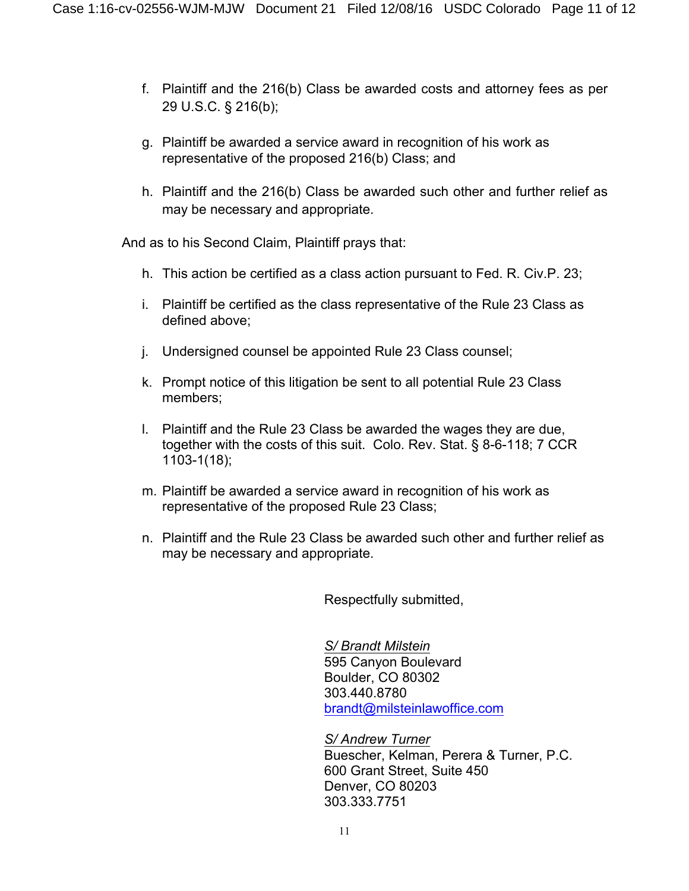f. Plaintiff and the 216(b) Class be awarded costs and attorney fees as per 29 U.S.C. § 216(b);

g. Plaintiff be awarded a service award in recognition of his work as representative of the proposed 216(b) Class; and

h. Plaintiff and the 216(b) Class be awarded such other and further relief as may be necessary and appropriate.

And as to his Second Claim, Plaintiff prays that:

h. This action be certified as a class action pursuant to Fed. R. Civ.P. 23;

i. Plaintiff be certified as the class representative of the Rule 23 Class as defined above;

j. Undersigned counsel be appointed Rule 23 Class counsel;

k. Prompt notice of this litigation be sent to all potential Rule 23 Class members;

l. Plaintiff and the Rule 23 Class be awarded the wages they are due, together with the costs of this suit. Colo. Rev. Stat. § 8-6-118; 7 CCR 1103-1(18);

m. Plaintiff be awarded a service award in recognition of his work as representative of the proposed Rule 23 Class;

n. Plaintiff and the Rule 23 Class be awarded such other and further relief as may be necessary and appropriate.

Respectfully submitted,

*S/ Brandt Milstein*
595 Canyon Boulevard
Boulder, CO 80302
303.440.8780
brandt@milsteinlawoffice.com

*S/ Andrew Turner*
Buescher, Kelman, Perera & Turner, P.C.
600 Grant Street, Suite 450
Denver, CO 80203
303.333.7751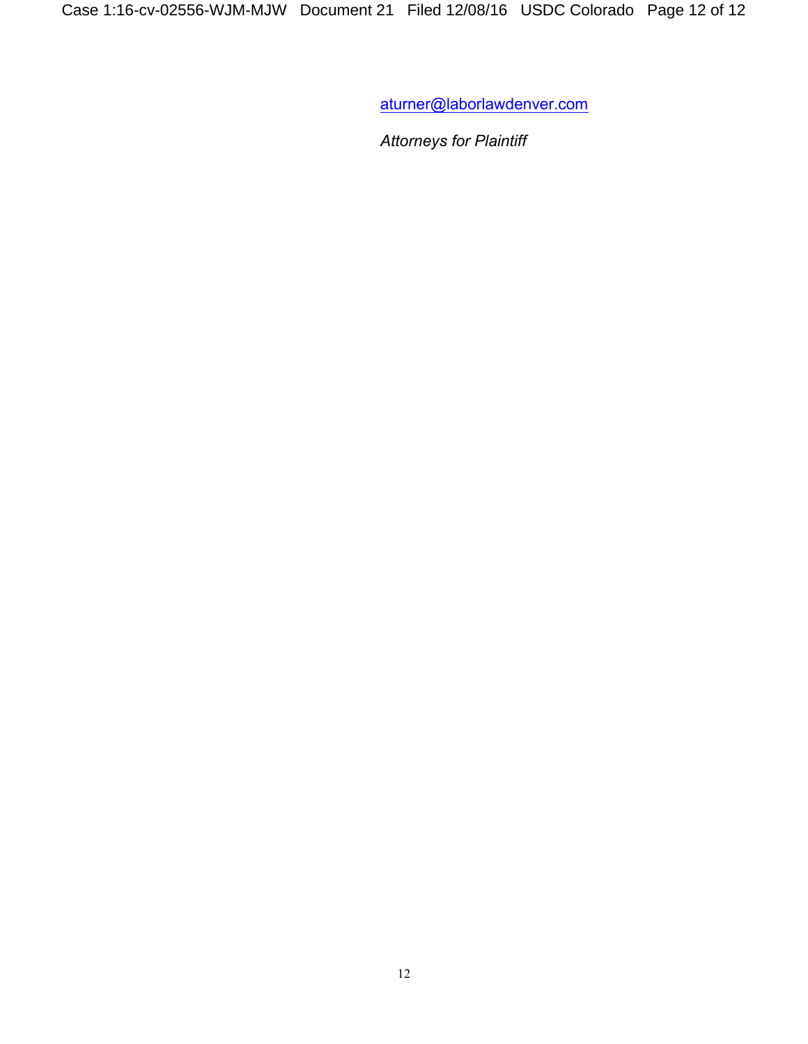aturner@laborlawdenver.com

*Attorneys for Plaintiff*